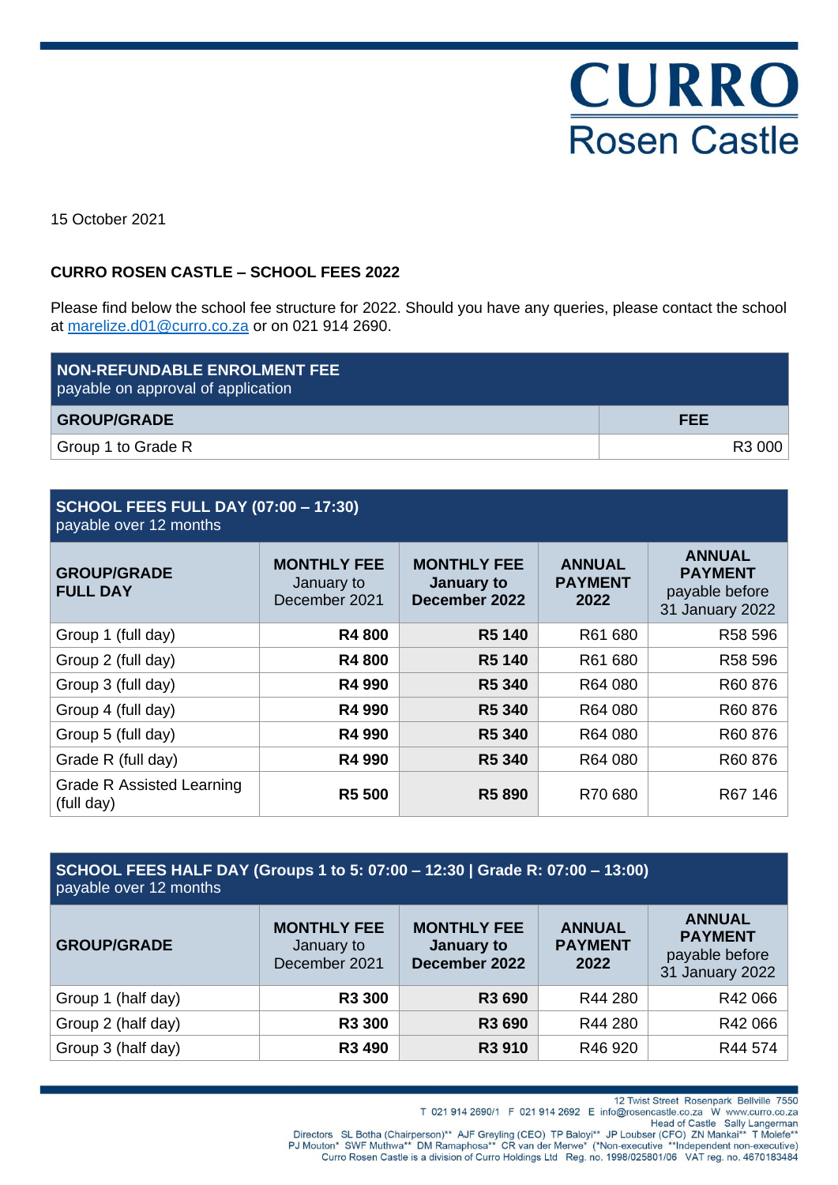CURRO
Rosen Castle

15 October 2021

**CURRO ROSEN CASTLE – SCHOOL FEES 2022**

Please find below the school fee structure for 2022. Should you have any queries, please contact the school at marelize.d01@curro.co.za or on 021 914 2690.

| **NON-REFUNDABLE ENROLMENT FEE** payable on approval of application | |
|---|---|
| **GROUP/GRADE** | **FEE** |
| Group 1 to Grade R | R3 000 |

| **SCHOOL FEES FULL DAY (07:00 – 17:30)** payable over 12 months | | | | |
|---|---|---|---|---|
| **GROUP/GRADE FULL DAY** | **MONTHLY FEE** January to December 2021 | **MONTHLY FEE January to December 2022** | **ANNUAL PAYMENT 2022** | **ANNUAL PAYMENT** payable before 31 January 2022 |
| Group 1 (full day) | **R4 800** | **R5 140** | R61 680 | R58 596 |
| Group 2 (full day) | **R4 800** | **R5 140** | R61 680 | R58 596 |
| Group 3 (full day) | **R4 990** | **R5 340** | R64 080 | R60 876 |
| Group 4 (full day) | **R4 990** | **R5 340** | R64 080 | R60 876 |
| Group 5 (full day) | **R4 990** | **R5 340** | R64 080 | R60 876 |
| Grade R (full day) | **R4 990** | **R5 340** | R64 080 | R60 876 |
| Grade R Assisted Learning (full day) | **R5 500** | **R5 890** | R70 680 | R67 146 |

| **SCHOOL FEES HALF DAY (Groups 1 to 5: 07:00 – 12:30 \| Grade R: 07:00 – 13:00)** payable over 12 months | | | | |
|---|---|---|---|---|
| **GROUP/GRADE** | **MONTHLY FEE** January to December 2021 | **MONTHLY FEE January to December 2022** | **ANNUAL PAYMENT 2022** | **ANNUAL PAYMENT** payable before 31 January 2022 |
| Group 1 (half day) | **R3 300** | **R3 690** | R44 280 | R42 066 |
| Group 2 (half day) | **R3 300** | **R3 690** | R44 280 | R42 066 |
| Group 3 (half day) | **R3 490** | **R3 910** | R46 920 | R44 574 |

12 Twist Street Rosenpark Bellville 7550
T 021 914 2690/1 F 021 914 2692 E info@rosencastle.co.za W www.curro.co.za
Head of Castle Sally Langerman
Directors SL Botha (Chairperson)** AJF Greyling (CEO) TP Baloyi** JP Loubser (CFO) ZN Mankai** T Molefe** PJ Mouton* SWF Muthwa** DM Ramaphosa** CR van der Merwe* (*Non-executive **Independent non-executive)
Curro Rosen Castle is a division of Curro Holdings Ltd Reg. no. 1998/025801/06 VAT reg. no. 4670183484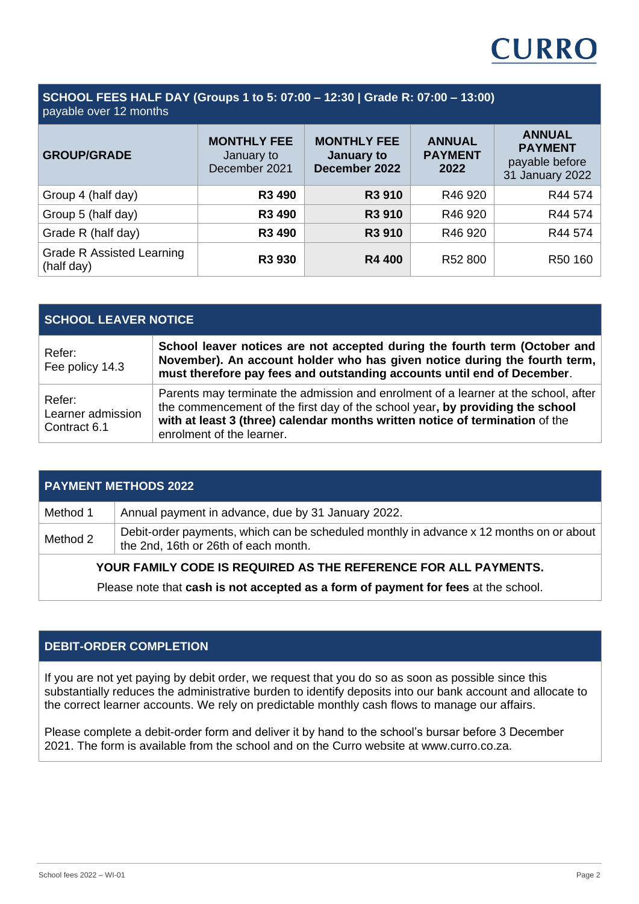## SCHOOL FEES HALF DAY (Groups 1 to 5: 07:00 – 12:30 | Grade R: 07:00 – 13:00)

payable over 12 months

| GROUP/GRADE | MONTHLY FEE January to December 2021 | MONTHLY FEE January to December 2022 | ANNUAL PAYMENT 2022 | ANNUAL PAYMENT payable before 31 January 2022 |
|---|---|---|---|---|
| Group 4 (half day) | **R3 490** | **R3 910** | R46 920 | R44 574 |
| Group 5 (half day) | **R3 490** | **R3 910** | R46 920 | R44 574 |
| Grade R (half day) | **R3 490** | **R3 910** | R46 920 | R44 574 |
| Grade R Assisted Learning (half day) | **R3 930** | **R4 400** | R52 800 | R50 160 |

## SCHOOL LEAVER NOTICE

| | |
|---|---|
| Refer: Fee policy 14.3 | **School leaver notices are not accepted during the fourth term (October and November). An account holder who has given notice during the fourth term, must therefore pay fees and outstanding accounts until end of December**. |
| Refer: Learner admission Contract 6.1 | Parents may terminate the admission and enrolment of a learner at the school, after the commencement of the first day of the school year**, by providing the school with at least 3 (three) calendar months written notice of termination** of the enrolment of the learner. |

## PAYMENT METHODS 2022

| | |
|---|---|
| Method 1 | Annual payment in advance, due by 31 January 2022. |
| Method 2 | Debit-order payments, which can be scheduled monthly in advance x 12 months on or about the 2nd, 16th or 26th of each month. |

**YOUR FAMILY CODE IS REQUIRED AS THE REFERENCE FOR ALL PAYMENTS.**

Please note that **cash is not accepted as a form of payment for fees** at the school.

## DEBIT-ORDER COMPLETION

If you are not yet paying by debit order, we request that you do so as soon as possible since this substantially reduces the administrative burden to identify deposits into our bank account and allocate to the correct learner accounts. We rely on predictable monthly cash flows to manage our affairs.

Please complete a debit-order form and deliver it by hand to the school's bursar before 3 December 2021. The form is available from the school and on the Curro website at www.curro.co.za.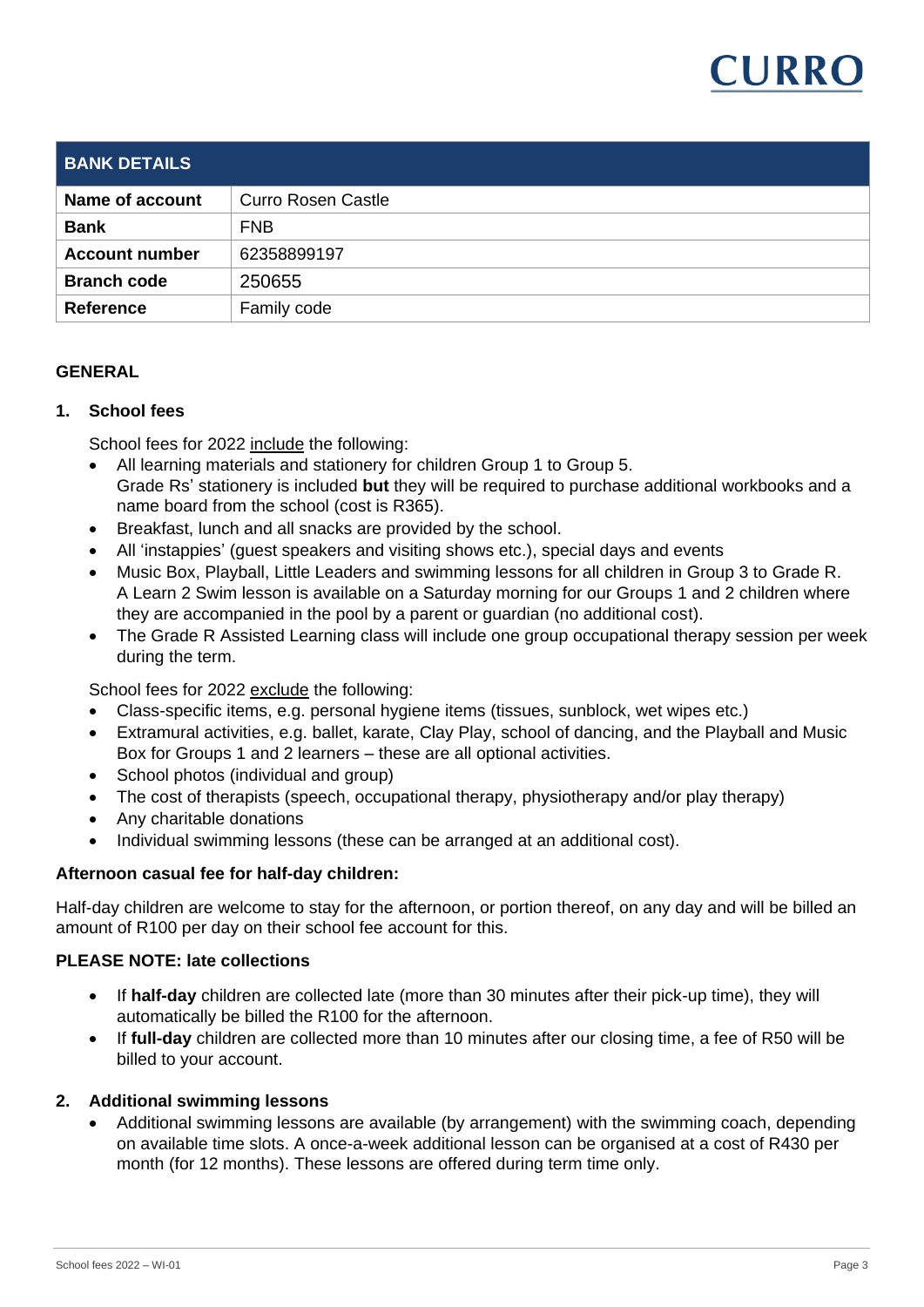| BANK DETAILS | |
|---|---|
| **Name of account** | Curro Rosen Castle |
| **Bank** | FNB |
| **Account number** | 62358899197 |
| **Branch code** | 250655 |
| **Reference** | Family code |

## GENERAL

### 1. School fees

School fees for 2022 include the following:

- All learning materials and stationery for children Group 1 to Group 5.
  Grade Rs' stationery is included **but** they will be required to purchase additional workbooks and a name board from the school (cost is R365).
- Breakfast, lunch and all snacks are provided by the school.
- All 'instappies' (guest speakers and visiting shows etc.), special days and events
- Music Box, Playball, Little Leaders and swimming lessons for all children in Group 3 to Grade R.
  A Learn 2 Swim lesson is available on a Saturday morning for our Groups 1 and 2 children where they are accompanied in the pool by a parent or guardian (no additional cost).
- The Grade R Assisted Learning class will include one group occupational therapy session per week during the term.

School fees for 2022 exclude the following:

- Class-specific items, e.g. personal hygiene items (tissues, sunblock, wet wipes etc.)
- Extramural activities, e.g. ballet, karate, Clay Play, school of dancing, and the Playball and Music Box for Groups 1 and 2 learners – these are all optional activities.
- School photos (individual and group)
- The cost of therapists (speech, occupational therapy, physiotherapy and/or play therapy)
- Any charitable donations
- Individual swimming lessons (these can be arranged at an additional cost).

**Afternoon casual fee for half-day children:**

Half-day children are welcome to stay for the afternoon, or portion thereof, on any day and will be billed an amount of R100 per day on their school fee account for this.

**PLEASE NOTE: late collections**

- If **half-day** children are collected late (more than 30 minutes after their pick-up time), they will automatically be billed the R100 for the afternoon.
- If **full-day** children are collected more than 10 minutes after our closing time, a fee of R50 will be billed to your account.

### 2. Additional swimming lessons

- Additional swimming lessons are available (by arrangement) with the swimming coach, depending on available time slots. A once-a-week additional lesson can be organised at a cost of R430 per month (for 12 months). These lessons are offered during term time only.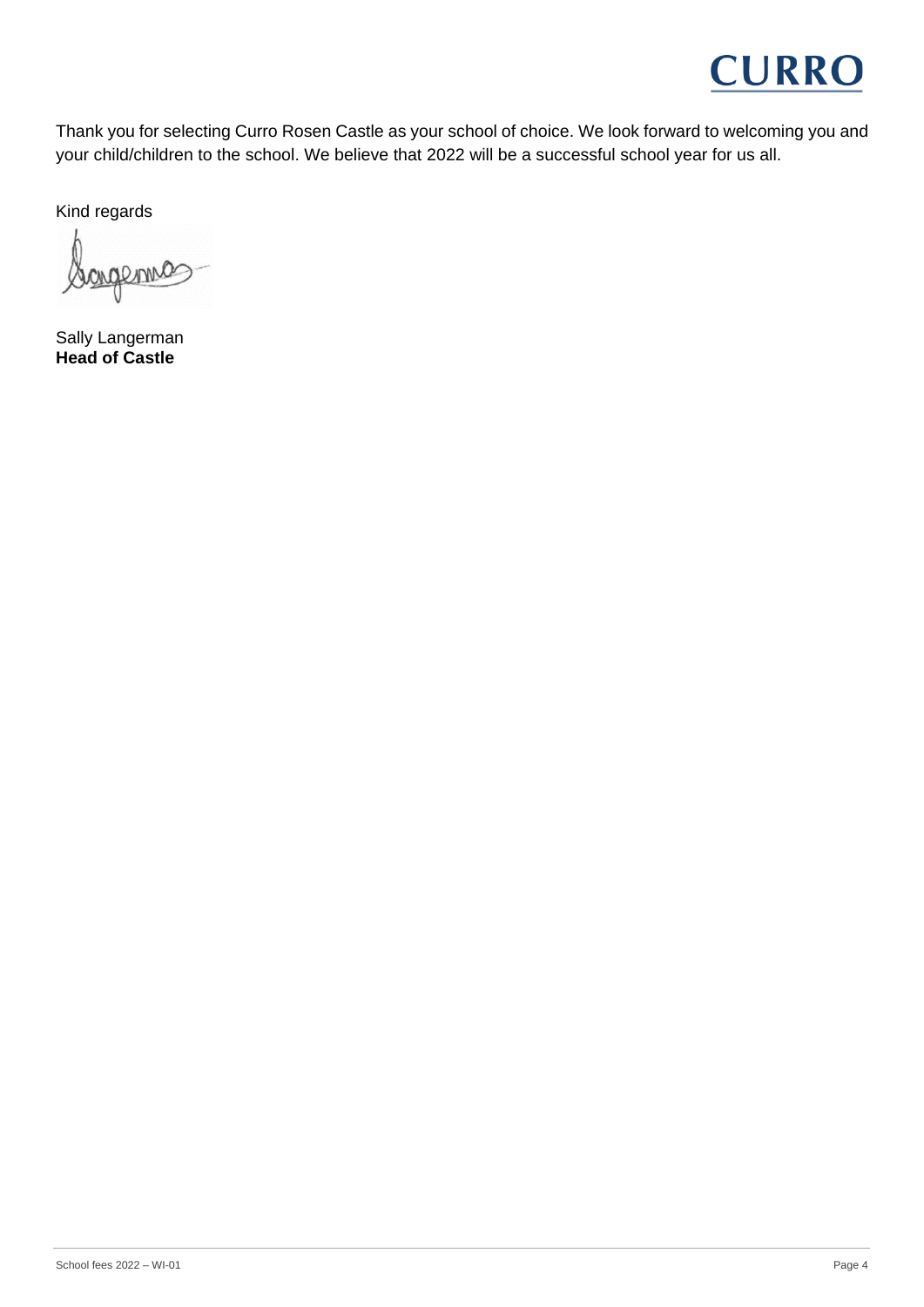Thank you for selecting Curro Rosen Castle as your school of choice. We look forward to welcoming you and your child/children to the school. We believe that 2022 will be a successful school year for us all.

Kind regards

Sally Langerman
**Head of Castle**